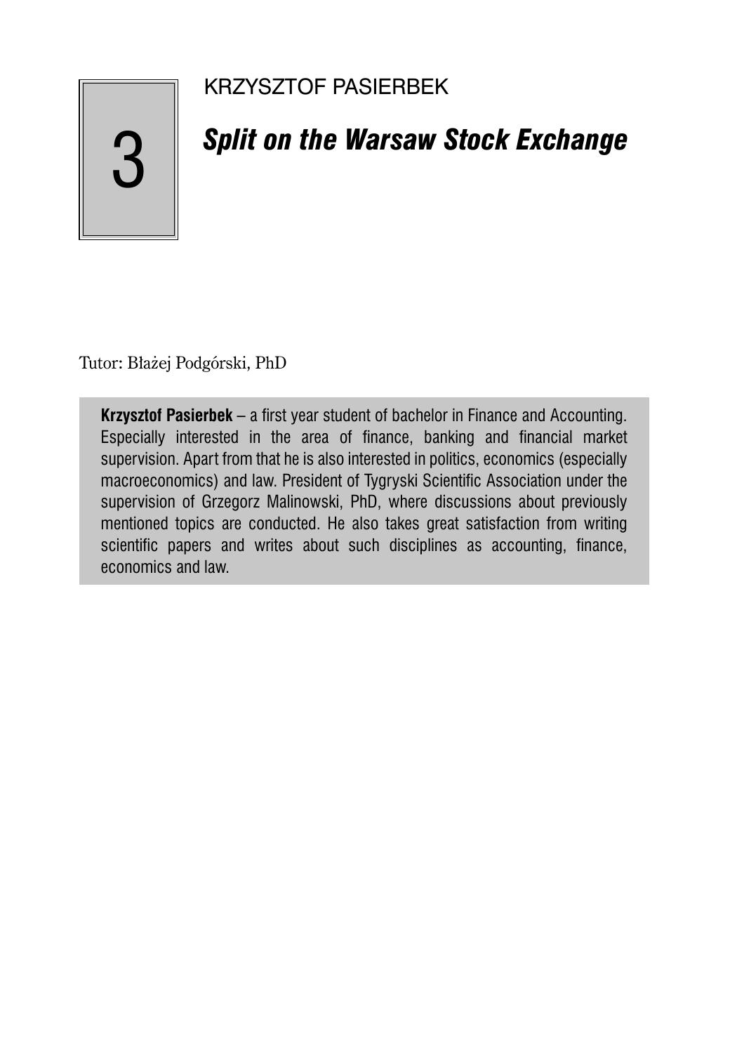3

KRZYSZTOF PASIERBEK

# *Split on the Warsaw Stock Exchange*

Tutor: Błażej Podgórski, PhD

**Krzysztof Pasierbek** – a first year student of bachelor in Finance and Accounting. Especially interested in the area of finance, banking and financial market supervision. Apart from that he is also interested in politics, economics (especially macroeconomics) and law. President of Tygryski Scientific Association under the supervision of Grzegorz Malinowski, PhD, where discussions about previously mentioned topics are conducted. He also takes great satisfaction from writing scientific papers and writes about such disciplines as accounting, finance, economics and law.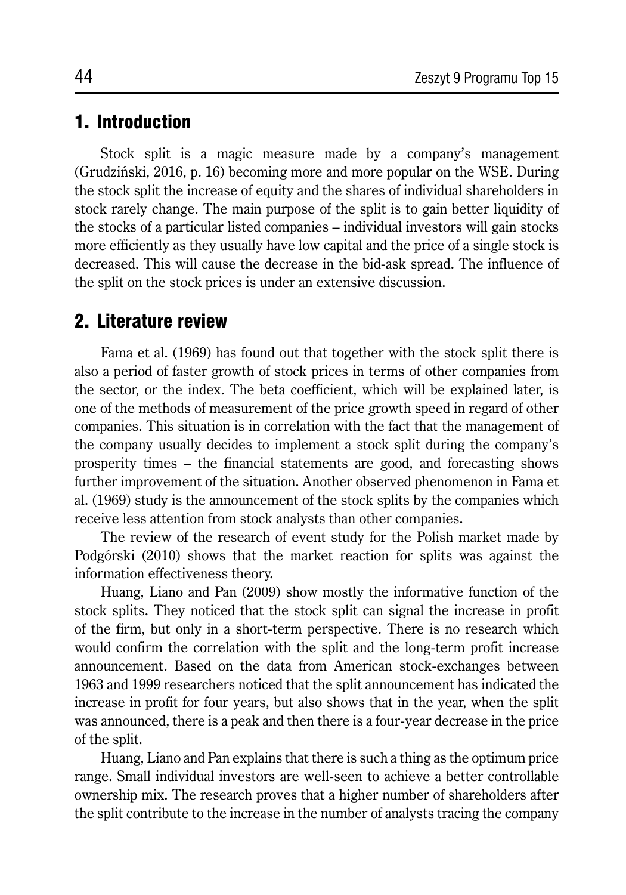## 1. Introduction

Stock split is a magic measure made by a company's management (Grudziński, 2016, p. 16) becoming more and more popular on the WSE. During the stock split the increase of equity and the shares of individual shareholders in stock rarely change. The main purpose of the split is to gain better liquidity of the stocks of a particular listed companies – individual investors will gain stocks more efficiently as they usually have low capital and the price of a single stock is decreased. This will cause the decrease in the bid-ask spread. The influence of the split on the stock prices is under an extensive discussion.

## 2. Literature review

Fama et al. (1969) has found out that together with the stock split there is also a period of faster growth of stock prices in terms of other companies from the sector, or the index. The beta coefficient, which will be explained later, is one of the methods of measurement of the price growth speed in regard of other companies. This situation is in correlation with the fact that the management of the company usually decides to implement a stock split during the company's prosperity times – the financial statements are good, and forecasting shows further improvement of the situation. Another observed phenomenon in Fama et al. (1969) study is the announcement of the stock splits by the companies which receive less attention from stock analysts than other companies.

The review of the research of event study for the Polish market made by Podgórski (2010) shows that the market reaction for splits was against the information effectiveness theory.

Huang, Liano and Pan (2009) show mostly the informative function of the stock splits. They noticed that the stock split can signal the increase in profit of the firm, but only in a short-term perspective. There is no research which would confirm the correlation with the split and the long-term profit increase announcement. Based on the data from American stock-exchanges between 1963 and 1999 researchers noticed that the split announcement has indicated the increase in profit for four years, but also shows that in the year, when the split was announced, there is a peak and then there is a four-year decrease in the price of the split.

Huang, Liano and Pan explains that there is such a thing as the optimum price range. Small individual investors are well-seen to achieve a better controllable ownership mix. The research proves that a higher number of shareholders after the split contribute to the increase in the number of analysts tracing the company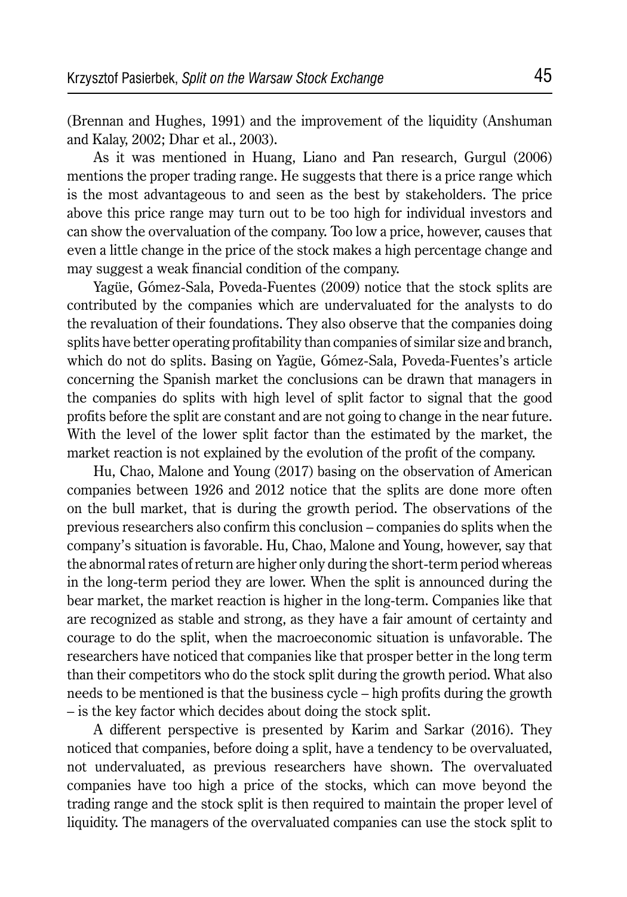(Brennan and Hughes, 1991) and the improvement of the liquidity (Anshuman and Kalay, 2002; Dhar et al., 2003).

As it was mentioned in Huang, Liano and Pan research, Gurgul (2006) mentions the proper trading range. He suggests that there is a price range which is the most advantageous to and seen as the best by stakeholders. The price above this price range may turn out to be too high for individual investors and can show the overvaluation of the company. Too low a price, however, causes that even a little change in the price of the stock makes a high percentage change and may suggest a weak financial condition of the company.

Yagüe, Gómez-Sala, Poveda-Fuentes (2009) notice that the stock splits are contributed by the companies which are undervaluated for the analysts to do the revaluation of their foundations. They also observe that the companies doing splits have better operating profitability than companies of similar size and branch, which do not do splits. Basing on Yagüe, Gómez-Sala, Poveda-Fuentes's article concerning the Spanish market the conclusions can be drawn that managers in the companies do splits with high level of split factor to signal that the good profits before the split are constant and are not going to change in the near future. With the level of the lower split factor than the estimated by the market, the market reaction is not explained by the evolution of the profit of the company.

Hu, Chao, Malone and Young (2017) basing on the observation of American companies between 1926 and 2012 notice that the splits are done more often on the bull market, that is during the growth period. The observations of the previous researchers also confirm this conclusion – companies do splits when the company's situation is favorable. Hu, Chao, Malone and Young, however, say that the abnormal rates of return are higher only during the short-term period whereas in the long-term period they are lower. When the split is announced during the bear market, the market reaction is higher in the long-term. Companies like that are recognized as stable and strong, as they have a fair amount of certainty and courage to do the split, when the macroeconomic situation is unfavorable. The researchers have noticed that companies like that prosper better in the long term than their competitors who do the stock split during the growth period. What also needs to be mentioned is that the business cycle – high profits during the growth – is the key factor which decides about doing the stock split.

A different perspective is presented by Karim and Sarkar (2016). They noticed that companies, before doing a split, have a tendency to be overvaluated, not undervaluated, as previous researchers have shown. The overvaluated companies have too high a price of the stocks, which can move beyond the trading range and the stock split is then required to maintain the proper level of liquidity. The managers of the overvaluated companies can use the stock split to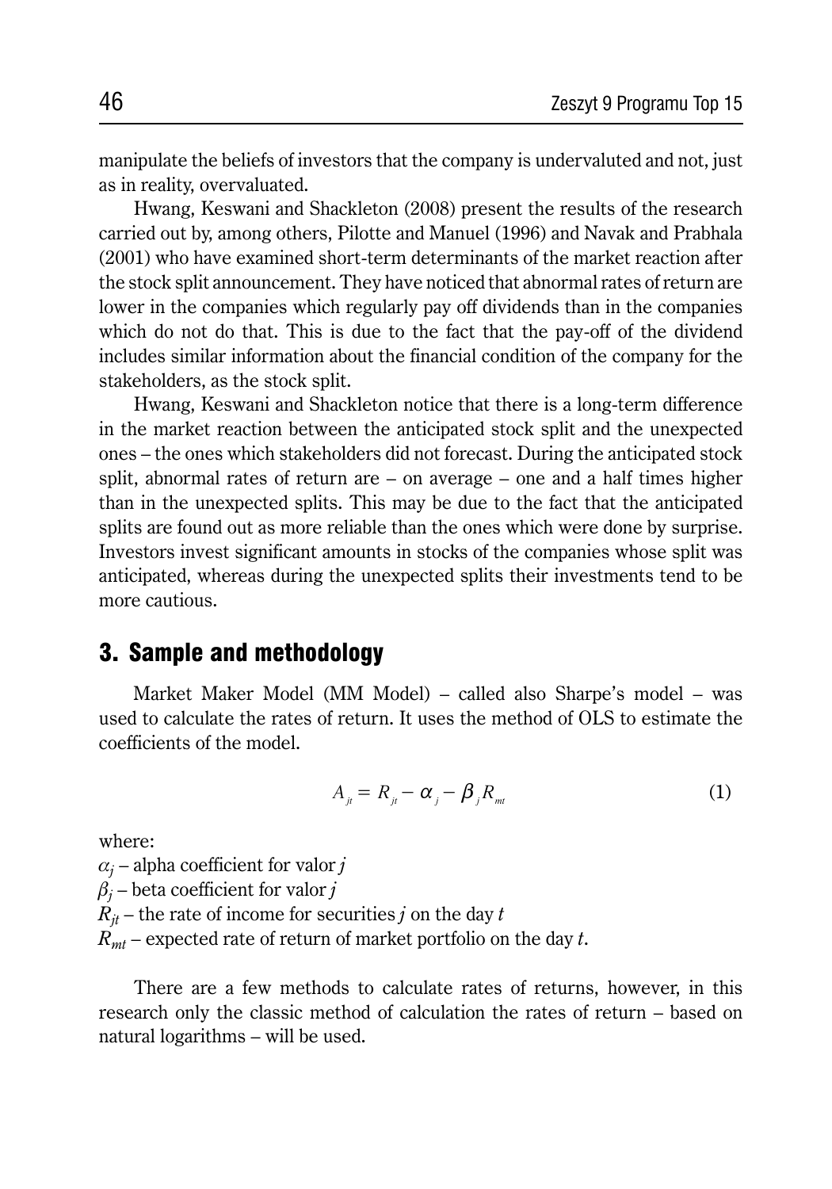manipulate the beliefs of investors that the company is undervaluted and not, just as in reality, overvaluated.

Hwang, Keswani and Shackleton (2008) present the results of the research carried out by, among others, Pilotte and Manuel (1996) and Navak and Prabhala (2001) who have examined short-term determinants of the market reaction after the stock split announcement. They have noticed that abnormal rates of return are lower in the companies which regularly pay off dividends than in the companies which do not do that. This is due to the fact that the pay-off of the dividend includes similar information about the financial condition of the company for the stakeholders, as the stock split.

Hwang, Keswani and Shackleton notice that there is a long-term difference in the market reaction between the anticipated stock split and the unexpected ones – the ones which stakeholders did not forecast. During the anticipated stock split, abnormal rates of return are – on average – one and a half times higher than in the unexpected splits. This may be due to the fact that the anticipated splits are found out as more reliable than the ones which were done by surprise. Investors invest significant amounts in stocks of the companies whose split was anticipated, whereas during the unexpected splits their investments tend to be more cautious.

## 3. Sample and methodology

Market Maker Model (MM Model) – called also Sharpe's model – was used to calculate the rates of return. It uses the method of OLS to estimate the coefficients of the model.

$$A_{jt} = R_{jt} - \alpha_j - \beta_j R_{mt} \tag{1}$$

where:

$\alpha_j$ – alpha coefficient for valor $j$

$\beta_j$ – beta coefficient for valor $j$

$R_{jt}$ – the rate of income for securities $j$ on the day $t$

$R_{mt}$ – expected rate of return of market portfolio on the day $t$.

There are a few methods to calculate rates of returns, however, in this research only the classic method of calculation the rates of return – based on natural logarithms – will be used.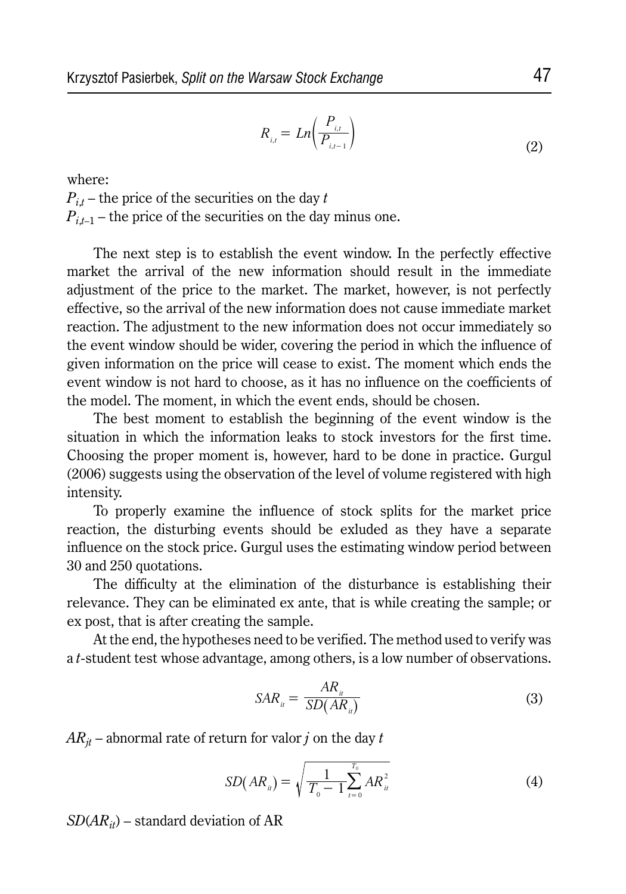$$R_{i,t} = Ln\left(\frac{P_{i,t}}{P_{i,t-1}}\right) \tag{2}$$

where:

$P_{i,t}$ – the price of the securities on the day $t$

$P_{i,t-1}$ – the price of the securities on the day minus one.

The next step is to establish the event window. In the perfectly effective market the arrival of the new information should result in the immediate adjustment of the price to the market. The market, however, is not perfectly effective, so the arrival of the new information does not cause immediate market reaction. The adjustment to the new information does not occur immediately so the event window should be wider, covering the period in which the influence of given information on the price will cease to exist. The moment which ends the event window is not hard to choose, as it has no influence on the coefficients of the model. The moment, in which the event ends, should be chosen.

The best moment to establish the beginning of the event window is the situation in which the information leaks to stock investors for the first time. Choosing the proper moment is, however, hard to be done in practice. Gurgul (2006) suggests using the observation of the level of volume registered with high intensity.

To properly examine the influence of stock splits for the market price reaction, the disturbing events should be exluded as they have a separate influence on the stock price. Gurgul uses the estimating window period between 30 and 250 quotations.

The difficulty at the elimination of the disturbance is establishing their relevance. They can be eliminated ex ante, that is while creating the sample; or ex post, that is after creating the sample.

At the end, the hypotheses need to be verified. The method used to verify was a $t$-student test whose advantage, among others, is a low number of observations.

$$SAR_{it} = \frac{AR_{it}}{SD(AR_{it})} \tag{3}$$

$AR_{jt}$ – abnormal rate of return for valor $j$ on the day $t$

$$SD(AR_{it}) = \sqrt{\frac{1}{T_0 - 1}\sum_{t=0}^{T_0} AR_{it}^2} \tag{4}$$

$SD(AR_{it})$ – standard deviation of AR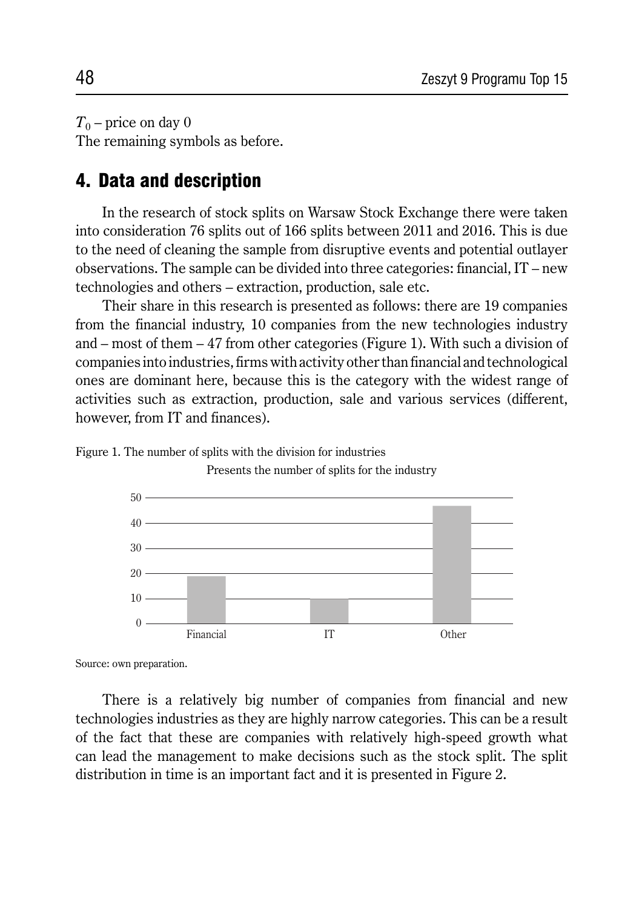$T_0$ – price on day 0

The remaining symbols as before.

## 4. Data and description

In the research of stock splits on Warsaw Stock Exchange there were taken into consideration 76 splits out of 166 splits between 2011 and 2016. This is due to the need of cleaning the sample from disruptive events and potential outlayer observations. The sample can be divided into three categories: financial, IT – new technologies and others – extraction, production, sale etc.

Their share in this research is presented as follows: there are 19 companies from the financial industry, 10 companies from the new technologies industry and – most of them – 47 from other categories (Figure 1). With such a division of companies into industries, firms with activity other than financial and technological ones are dominant here, because this is the category with the widest range of activities such as extraction, production, sale and various services (different, however, from IT and finances).

Figure 1. The number of splits with the division for industries

Presents the number of splits for the industry

| Industry | Number of splits |
|---|---|
| Financial | 19 |
| IT | 10 |
| Other | 47 |

Source: own preparation.

There is a relatively big number of companies from financial and new technologies industries as they are highly narrow categories. This can be a result of the fact that these are companies with relatively high-speed growth what can lead the management to make decisions such as the stock split. The split distribution in time is an important fact and it is presented in Figure 2.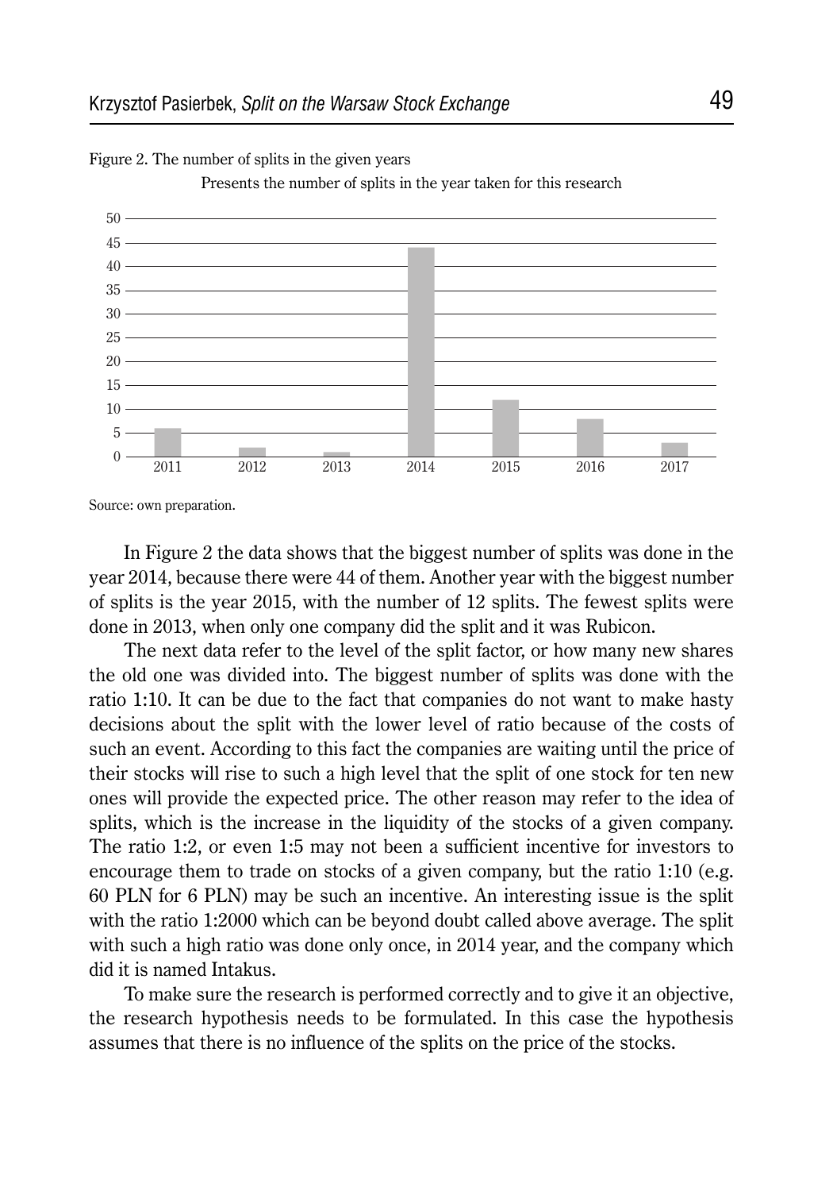Figure 2. The number of splits in the given years

Presents the number of splits in the year taken for this research

Source: own preparation.

In Figure 2 the data shows that the biggest number of splits was done in the year 2014, because there were 44 of them. Another year with the biggest number of splits is the year 2015, with the number of 12 splits. The fewest splits were done in 2013, when only one company did the split and it was Rubicon.

The next data refer to the level of the split factor, or how many new shares the old one was divided into. The biggest number of splits was done with the ratio 1:10. It can be due to the fact that companies do not want to make hasty decisions about the split with the lower level of ratio because of the costs of such an event. According to this fact the companies are waiting until the price of their stocks will rise to such a high level that the split of one stock for ten new ones will provide the expected price. The other reason may refer to the idea of splits, which is the increase in the liquidity of the stocks of a given company. The ratio 1:2, or even 1:5 may not been a sufficient incentive for investors to encourage them to trade on stocks of a given company, but the ratio 1:10 (e.g. 60 PLN for 6 PLN) may be such an incentive. An interesting issue is the split with the ratio 1:2000 which can be beyond doubt called above average. The split with such a high ratio was done only once, in 2014 year, and the company which did it is named Intakus.

To make sure the research is performed correctly and to give it an objective, the research hypothesis needs to be formulated. In this case the hypothesis assumes that there is no influence of the splits on the price of the stocks.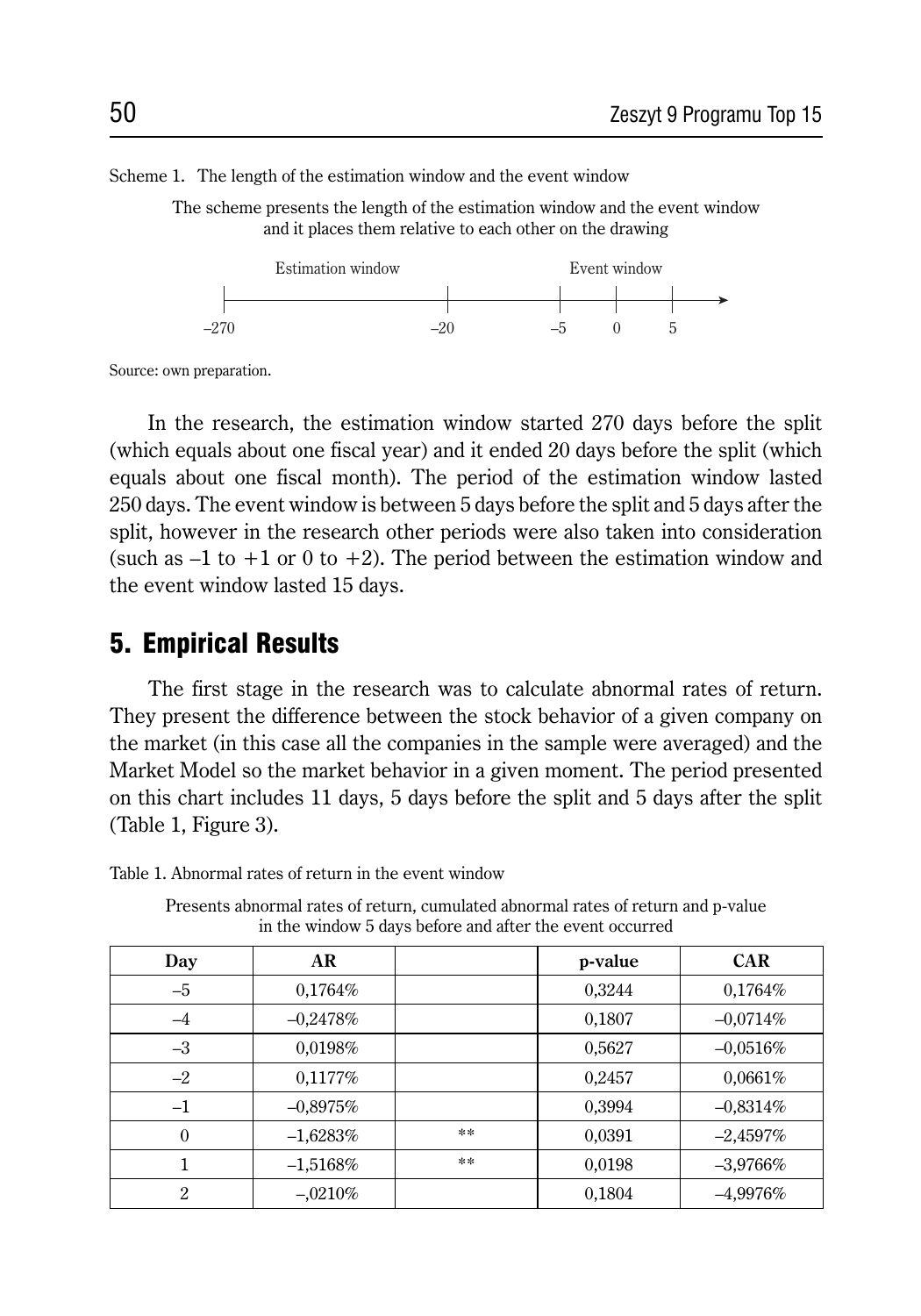Scheme 1. The length of the estimation window and the event window

The scheme presents the length of the estimation window and the event window and it places them relative to each other on the drawing

```
        Estimation window                          Event window
|-----------------------------------|------------|------|------|------>
–270                               –20           –5     0      5
```

Source: own preparation.

In the research, the estimation window started 270 days before the split (which equals about one fiscal year) and it ended 20 days before the split (which equals about one fiscal month). The period of the estimation window lasted 250 days. The event window is between 5 days before the split and 5 days after the split, however in the research other periods were also taken into consideration (such as –1 to +1 or 0 to +2). The period between the estimation window and the event window lasted 15 days.

## 5. Empirical Results

The first stage in the research was to calculate abnormal rates of return. They present the difference between the stock behavior of a given company on the market (in this case all the companies in the sample were averaged) and the Market Model so the market behavior in a given moment. The period presented on this chart includes 11 days, 5 days before the split and 5 days after the split (Table 1, Figure 3).

Table 1. Abnormal rates of return in the event window

Presents abnormal rates of return, cumulated abnormal rates of return and p-value in the window 5 days before and after the event occurred

| Day | AR | | p-value | CAR |
|---|---|---|---|---|
| –5 | 0,1764% | | 0,3244 | 0,1764% |
| –4 | –0,2478% | | 0,1807 | –0,0714% |
| –3 | 0,0198% | | 0,5627 | –0,0516% |
| –2 | 0,1177% | | 0,2457 | 0,0661% |
| –1 | –0,8975% | | 0,3994 | –0,8314% |
| 0 | –1,6283% | ** | 0,0391 | –2,4597% |
| 1 | –1,5168% | ** | 0,0198 | –3,9766% |
| 2 | –,0210% | | 0,1804 | –4,9976% |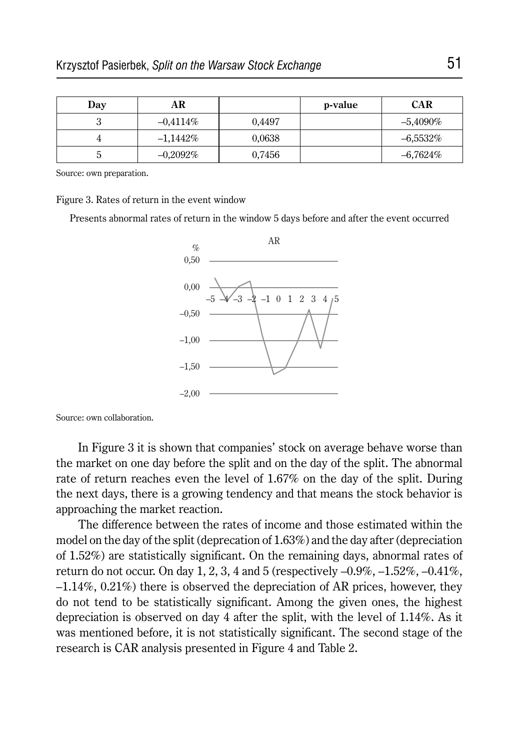| Day | AR | | p-value | CAR |
|---|---|---|---|---|
| 3 | –0,4114% | 0,4497 | | –5,4090% |
| 4 | –1,1442% | 0,0638 | | –6,5532% |
| 5 | –0,2092% | 0,7456 | | –6,7624% |

Source: own preparation.

Figure 3. Rates of return in the event window

Presents abnormal rates of return in the window 5 days before and after the event occurred

Source: own collaboration.

In Figure 3 it is shown that companies' stock on average behave worse than the market on one day before the split and on the day of the split. The abnormal rate of return reaches even the level of 1.67% on the day of the split. During the next days, there is a growing tendency and that means the stock behavior is approaching the market reaction.

The difference between the rates of income and those estimated within the model on the day of the split (deprecation of 1.63%) and the day after (depreciation of 1.52%) are statistically significant. On the remaining days, abnormal rates of return do not occur. On day 1, 2, 3, 4 and 5 (respectively –0.9%, –1.52%, –0.41%, –1.14%, 0.21%) there is observed the depreciation of AR prices, however, they do not tend to be statistically significant. Among the given ones, the highest depreciation is observed on day 4 after the split, with the level of 1.14%. As it was mentioned before, it is not statistically significant. The second stage of the research is CAR analysis presented in Figure 4 and Table 2.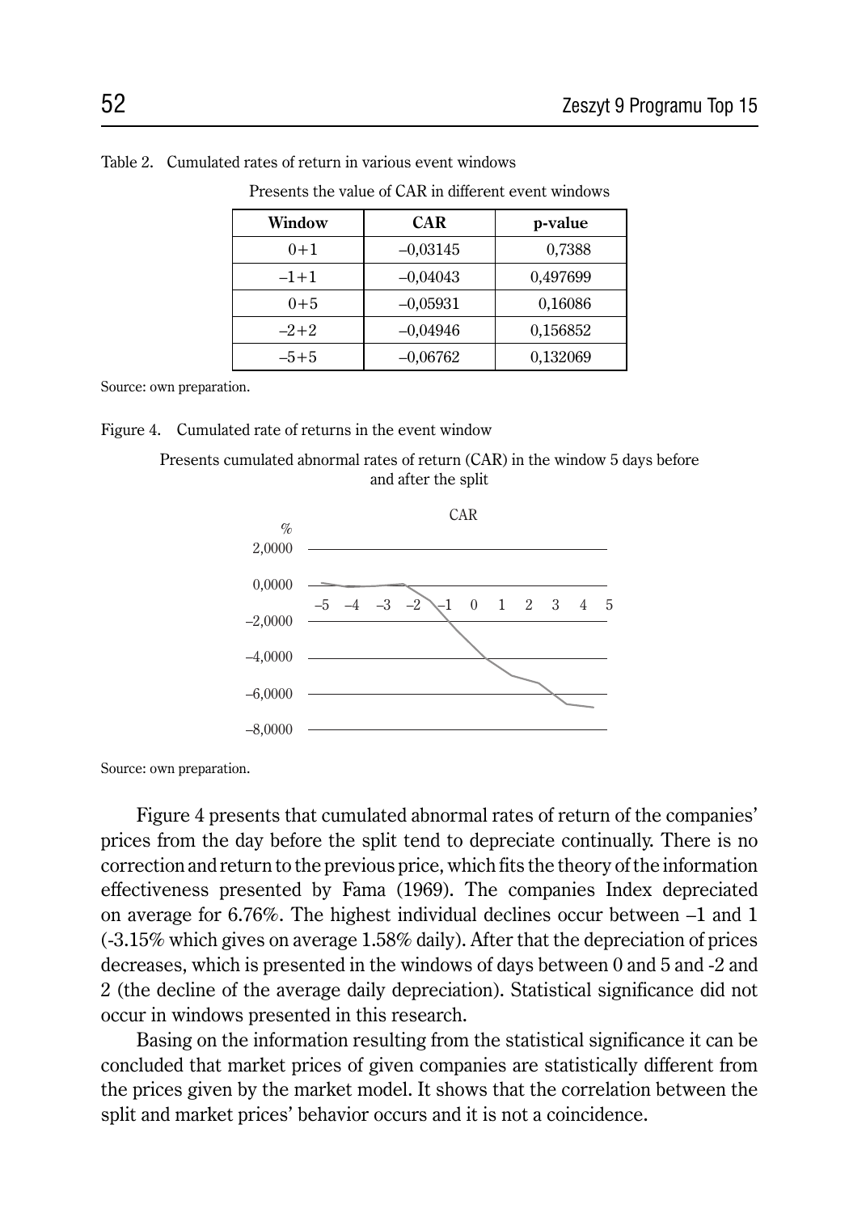Table 2. Cumulated rates of return in various event windows

Presents the value of CAR in different event windows

| Window | CAR | p-value |
|---|---|---|
| 0+1 | –0,03145 | 0,7388 |
| –1+1 | –0,04043 | 0,497699 |
| 0+5 | –0,05931 | 0,16086 |
| –2+2 | –0,04946 | 0,156852 |
| –5+5 | –0,06762 | 0,132069 |

Source: own preparation.

Figure 4. Cumulated rate of returns in the event window

Presents cumulated abnormal rates of return (CAR) in the window 5 days before and after the split

Source: own preparation.

Figure 4 presents that cumulated abnormal rates of return of the companies' prices from the day before the split tend to depreciate continually. There is no correction and return to the previous price, which fits the theory of the information effectiveness presented by Fama (1969). The companies Index depreciated on average for 6.76%. The highest individual declines occur between –1 and 1 (-3.15% which gives on average 1.58% daily). After that the depreciation of prices decreases, which is presented in the windows of days between 0 and 5 and -2 and 2 (the decline of the average daily depreciation). Statistical significance did not occur in windows presented in this research.

Basing on the information resulting from the statistical significance it can be concluded that market prices of given companies are statistically different from the prices given by the market model. It shows that the correlation between the split and market prices' behavior occurs and it is not a coincidence.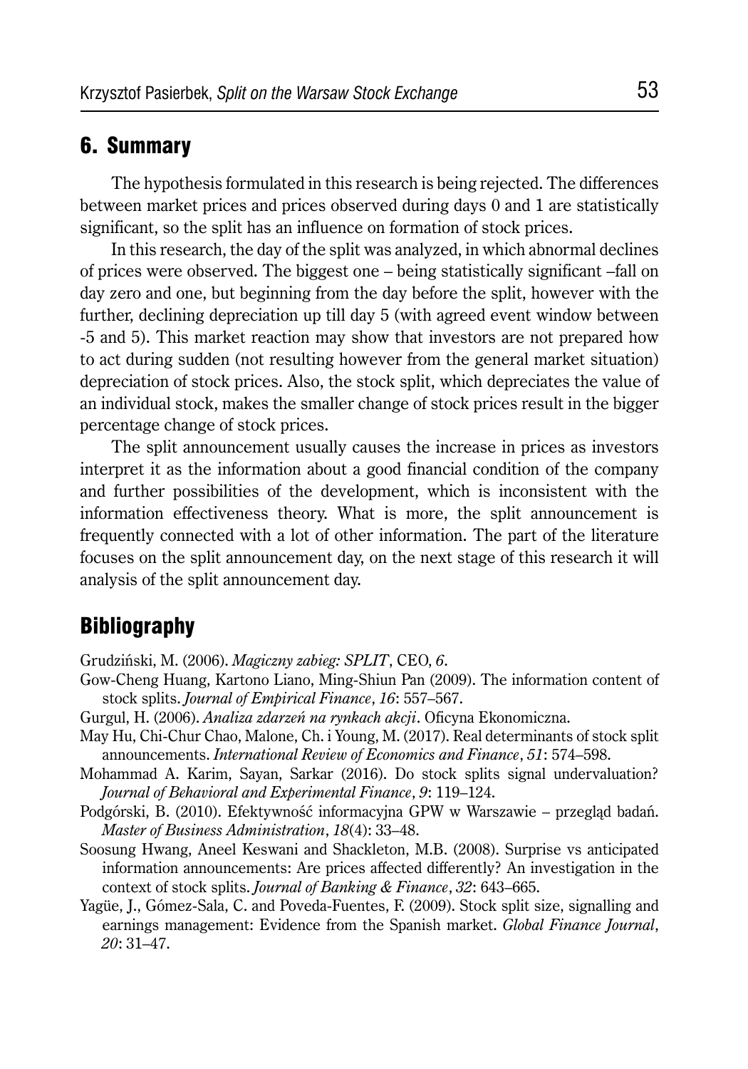## 6. Summary

The hypothesis formulated in this research is being rejected. The differences between market prices and prices observed during days 0 and 1 are statistically significant, so the split has an influence on formation of stock prices.

In this research, the day of the split was analyzed, in which abnormal declines of prices were observed. The biggest one – being statistically significant –fall on day zero and one, but beginning from the day before the split, however with the further, declining depreciation up till day 5 (with agreed event window between -5 and 5). This market reaction may show that investors are not prepared how to act during sudden (not resulting however from the general market situation) depreciation of stock prices. Also, the stock split, which depreciates the value of an individual stock, makes the smaller change of stock prices result in the bigger percentage change of stock prices.

The split announcement usually causes the increase in prices as investors interpret it as the information about a good financial condition of the company and further possibilities of the development, which is inconsistent with the information effectiveness theory. What is more, the split announcement is frequently connected with a lot of other information. The part of the literature focuses on the split announcement day, on the next stage of this research it will analysis of the split announcement day.

## Bibliography

Grudziński, M. (2006). *Magiczny zabieg: SPLIT*, CEO, *6*.

Gow-Cheng Huang, Kartono Liano, Ming-Shiun Pan (2009). The information content of stock splits. *Journal of Empirical Finance*, *16*: 557–567.

Gurgul, H. (2006). *Analiza zdarzeń na rynkach akcji*. Oficyna Ekonomiczna.

May Hu, Chi-Chur Chao, Malone, Ch. i Young, M. (2017). Real determinants of stock split announcements. *International Review of Economics and Finance*, *51*: 574–598.

Mohammad A. Karim, Sayan, Sarkar (2016). Do stock splits signal undervaluation? *Journal of Behavioral and Experimental Finance*, *9*: 119–124.

Podgórski, B. (2010). Efektywność informacyjna GPW w Warszawie – przegląd badań. *Master of Business Administration*, *18*(4): 33–48.

Soosung Hwang, Aneel Keswani and Shackleton, M.B. (2008). Surprise vs anticipated information announcements: Are prices affected differently? An investigation in the context of stock splits. *Journal of Banking & Finance*, *32*: 643–665.

Yagüe, J., Gómez-Sala, C. and Poveda-Fuentes, F. (2009). Stock split size, signalling and earnings management: Evidence from the Spanish market. *Global Finance Journal*, *20*: 31–47.